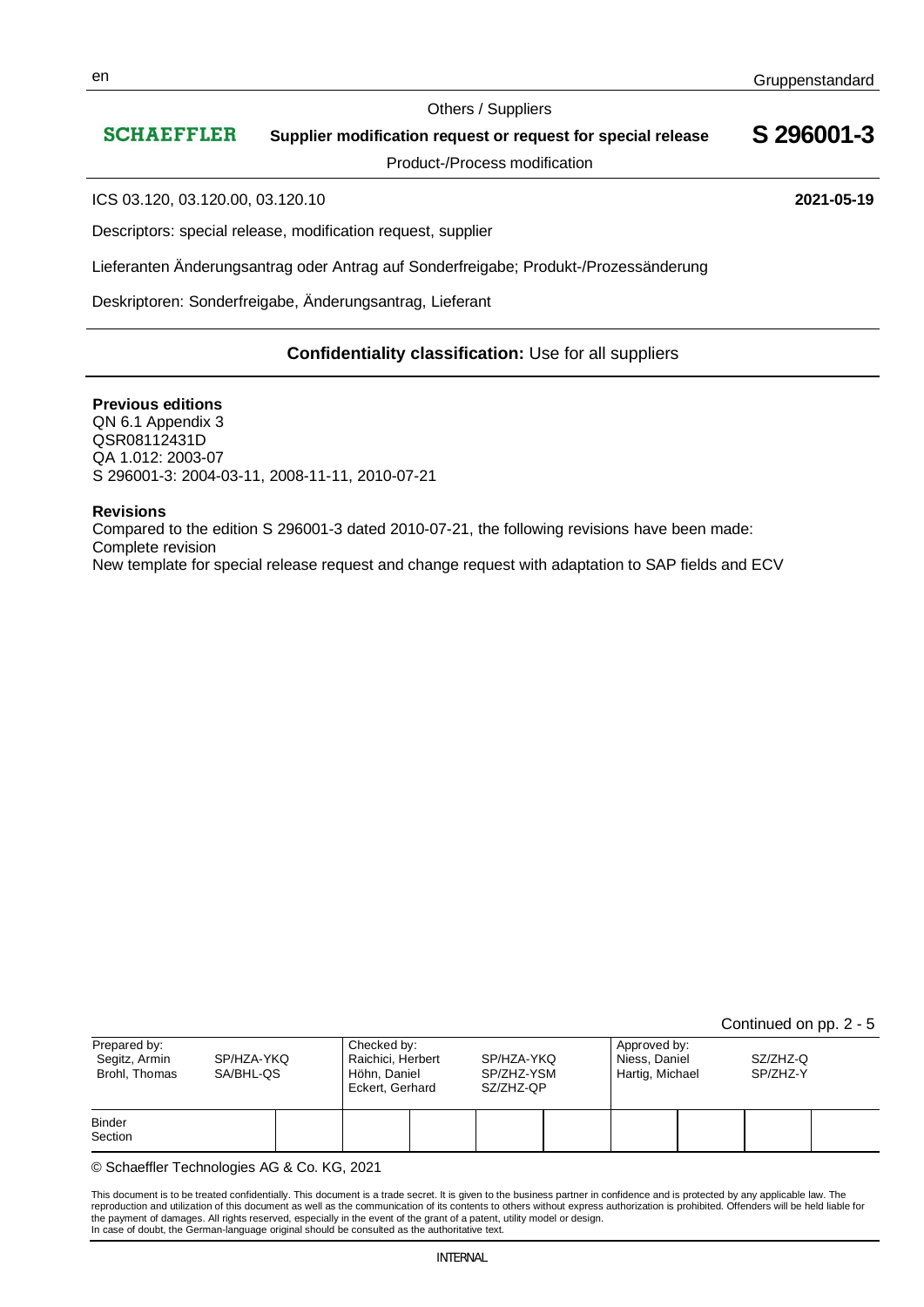en Gruppenstandard

Others / Suppliers

**SCHAEFFLER** **Supplier modification request or request for special release** **S 296001-3**

Product-/Process modification

ICS 03.120, 03.120.00, 03.120.10 **2021-05-19**

Descriptors: special release, modification request, supplier

Lieferanten Änderungsantrag oder Antrag auf Sonderfreigabe; Produkt-/Prozessänderung

Deskriptoren: Sonderfreigabe, Änderungsantrag, Lieferant

**Confidentiality classification:** Use for all suppliers

**Previous editions**
QN 6.1 Appendix 3
QSR08112431D
QA 1.012: 2003-07
S 296001-3: 2004-03-11, 2008-11-11, 2010-07-21

**Revisions**
Compared to the edition S 296001-3 dated 2010-07-21, the following revisions have been made:
Complete revision
New template for special release request and change request with adaptation to SAP fields and ECV

Continued on pp. 2 - 5

| Prepared by: Segitz, Armin Brohl, Thomas | SP/HZA-YKQ SA/BHL-QS | Checked by: Raichici, Herbert Höhn, Daniel Eckert, Gerhard | SP/HZA-YKQ SP/ZHZ-YSM SZ/ZHZ-QP | Approved by: Niess, Daniel Hartig, Michael | SZ/ZHZ-Q SP/ZHZ-Y |
|---|---|---|---|---|---|
| Binder Section | | | | | |

© Schaeffler Technologies AG & Co. KG, 2021

This document is to be treated confidentially. This document is a trade secret. It is given to the business partner in confidence and is protected by any applicable law. The reproduction and utilization of this document as well as the communication of its contents to others without express authorization is prohibited. Offenders will be held liable for the payment of damages. All rights reserved, especially in the event of the grant of a patent, utility model or design.
In case of doubt, the German-language original should be consulted as the authoritative text.

INTERNAL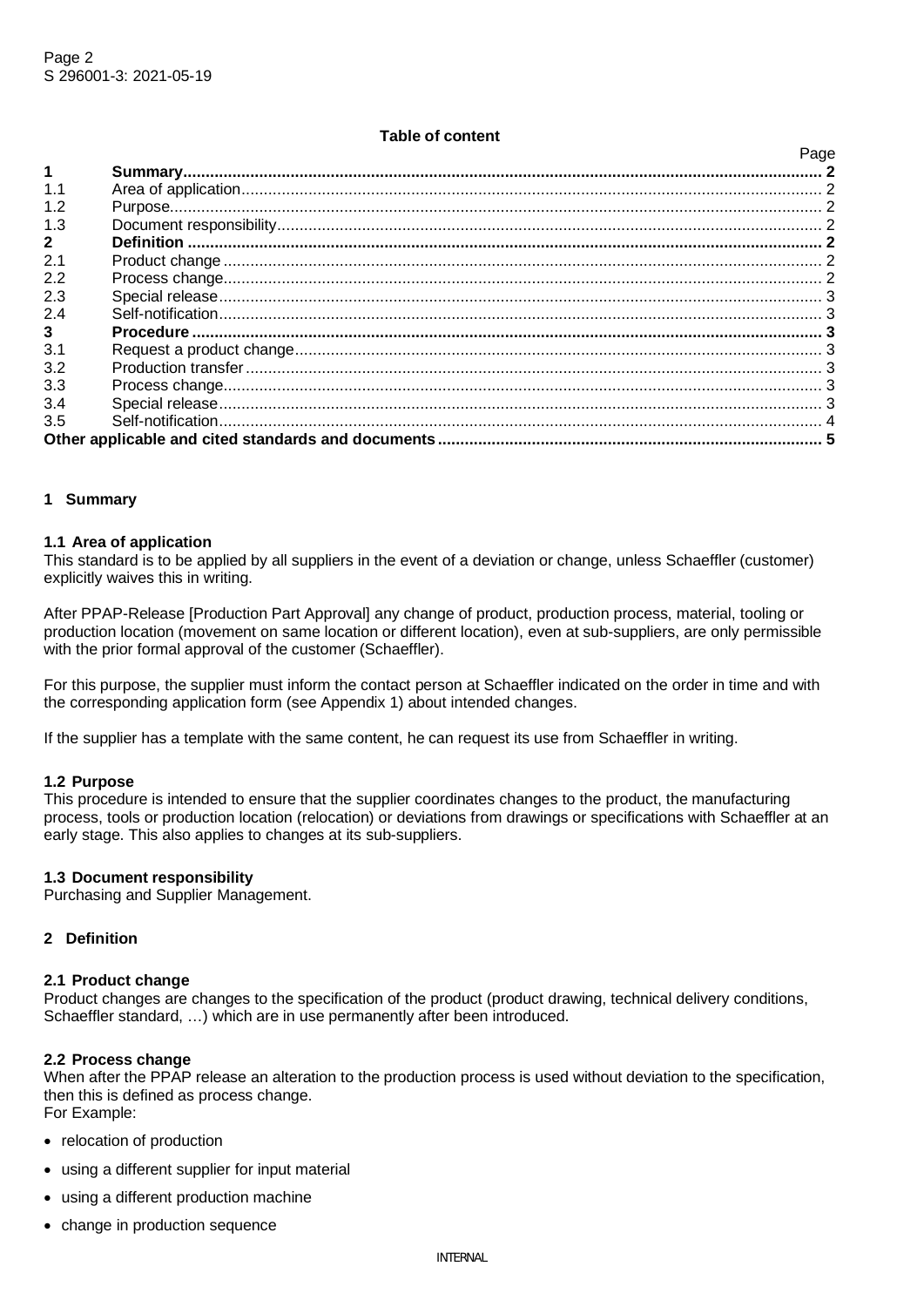**Table of content**

| | | Page |
|---|---|---|
| **1** | **Summary** | **2** |
| 1.1 | Area of application | 2 |
| 1.2 | Purpose | 2 |
| 1.3 | Document responsibility | 2 |
| **2** | **Definition** | **2** |
| 2.1 | Product change | 2 |
| 2.2 | Process change | 2 |
| 2.3 | Special release | 3 |
| 2.4 | Self-notification | 3 |
| **3** | **Procedure** | **3** |
| 3.1 | Request a product change | 3 |
| 3.2 | Production transfer | 3 |
| 3.3 | Process change | 3 |
| 3.4 | Special release | 3 |
| 3.5 | Self-notification | 4 |
| | **Other applicable and cited standards and documents** | **5** |

# 1 Summary

## 1.1 Area of application

This standard is to be applied by all suppliers in the event of a deviation or change, unless Schaeffler (customer) explicitly waives this in writing.

After PPAP-Release [Production Part Approval] any change of product, production process, material, tooling or production location (movement on same location or different location), even at sub-suppliers, are only permissible with the prior formal approval of the customer (Schaeffler).

For this purpose, the supplier must inform the contact person at Schaeffler indicated on the order in time and with the corresponding application form (see Appendix 1) about intended changes.

If the supplier has a template with the same content, he can request its use from Schaeffler in writing.

## 1.2 Purpose

This procedure is intended to ensure that the supplier coordinates changes to the product, the manufacturing process, tools or production location (relocation) or deviations from drawings or specifications with Schaeffler at an early stage. This also applies to changes at its sub-suppliers.

## 1.3 Document responsibility

Purchasing and Supplier Management.

# 2 Definition

## 2.1 Product change

Product changes are changes to the specification of the product (product drawing, technical delivery conditions, Schaeffler standard, …) which are in use permanently after been introduced.

## 2.2 Process change

When after the PPAP release an alteration to the production process is used without deviation to the specification, then this is defined as process change.
For Example:

- relocation of production
- using a different supplier for input material
- using a different production machine
- change in production sequence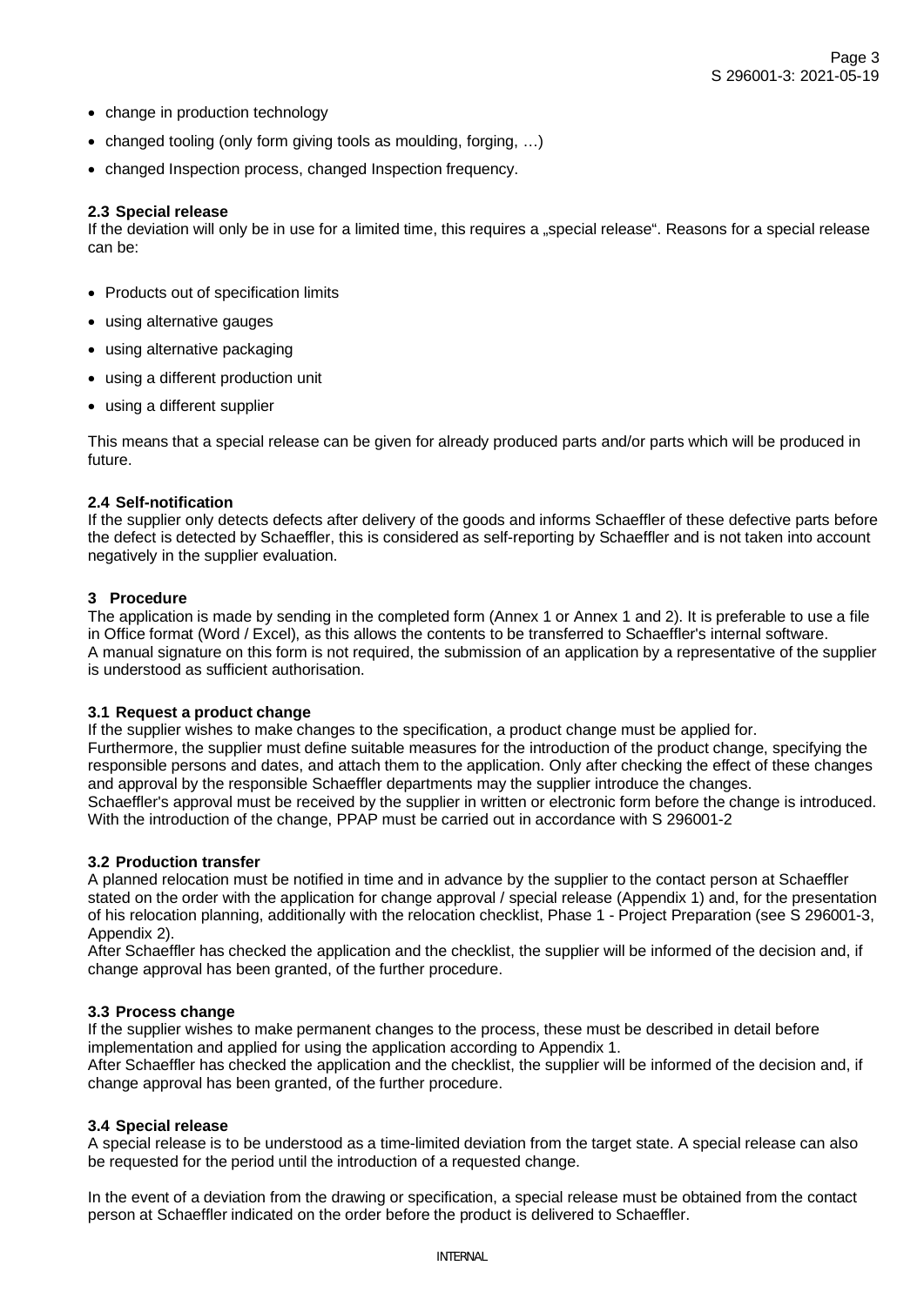- change in production technology
- changed tooling (only form giving tools as moulding, forging, …)
- changed Inspection process, changed Inspection frequency.

### 2.3 Special release

If the deviation will only be in use for a limited time, this requires a „special release". Reasons for a special release can be:

- Products out of specification limits
- using alternative gauges
- using alternative packaging
- using a different production unit
- using a different supplier

This means that a special release can be given for already produced parts and/or parts which will be produced in future.

### 2.4 Self-notification

If the supplier only detects defects after delivery of the goods and informs Schaeffler of these defective parts before the defect is detected by Schaeffler, this is considered as self-reporting by Schaeffler and is not taken into account negatively in the supplier evaluation.

## 3 Procedure

The application is made by sending in the completed form (Annex 1 or Annex 1 and 2). It is preferable to use a file in Office format (Word / Excel), as this allows the contents to be transferred to Schaeffler's internal software.
A manual signature on this form is not required, the submission of an application by a representative of the supplier is understood as sufficient authorisation.

### 3.1 Request a product change

If the supplier wishes to make changes to the specification, a product change must be applied for.
Furthermore, the supplier must define suitable measures for the introduction of the product change, specifying the responsible persons and dates, and attach them to the application. Only after checking the effect of these changes and approval by the responsible Schaeffler departments may the supplier introduce the changes.
Schaeffler's approval must be received by the supplier in written or electronic form before the change is introduced. With the introduction of the change, PPAP must be carried out in accordance with S 296001-2

### 3.2 Production transfer

A planned relocation must be notified in time and in advance by the supplier to the contact person at Schaeffler stated on the order with the application for change approval / special release (Appendix 1) and, for the presentation of his relocation planning, additionally with the relocation checklist, Phase 1 - Project Preparation (see S 296001-3, Appendix 2).
After Schaeffler has checked the application and the checklist, the supplier will be informed of the decision and, if change approval has been granted, of the further procedure.

### 3.3 Process change

If the supplier wishes to make permanent changes to the process, these must be described in detail before implementation and applied for using the application according to Appendix 1.
After Schaeffler has checked the application and the checklist, the supplier will be informed of the decision and, if change approval has been granted, of the further procedure.

### 3.4 Special release

A special release is to be understood as a time-limited deviation from the target state. A special release can also be requested for the period until the introduction of a requested change.

In the event of a deviation from the drawing or specification, a special release must be obtained from the contact person at Schaeffler indicated on the order before the product is delivered to Schaeffler.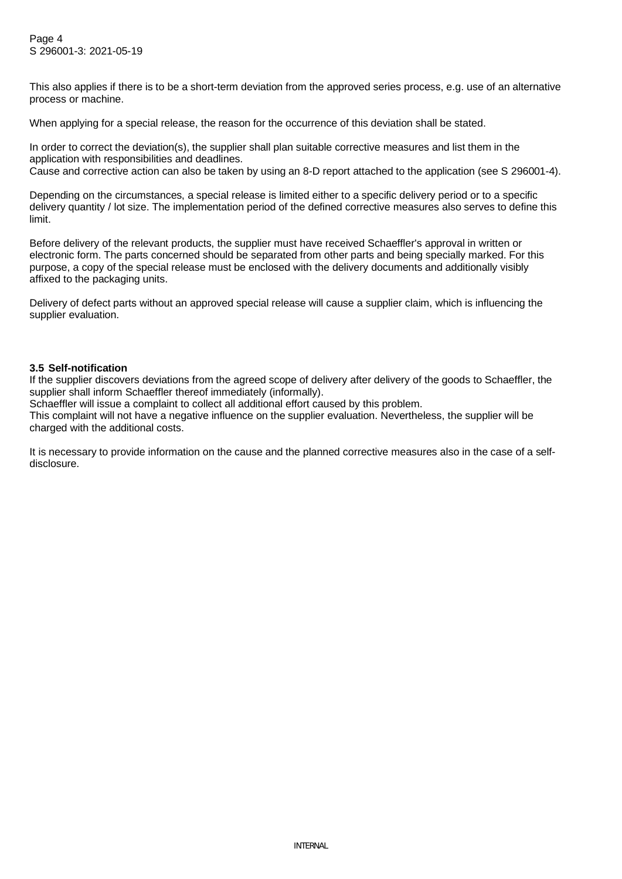This also applies if there is to be a short-term deviation from the approved series process, e.g. use of an alternative process or machine.

When applying for a special release, the reason for the occurrence of this deviation shall be stated.

In order to correct the deviation(s), the supplier shall plan suitable corrective measures and list them in the application with responsibilities and deadlines.
Cause and corrective action can also be taken by using an 8-D report attached to the application (see S 296001-4).

Depending on the circumstances, a special release is limited either to a specific delivery period or to a specific delivery quantity / lot size. The implementation period of the defined corrective measures also serves to define this limit.

Before delivery of the relevant products, the supplier must have received Schaeffler's approval in written or electronic form. The parts concerned should be separated from other parts and being specially marked. For this purpose, a copy of the special release must be enclosed with the delivery documents and additionally visibly affixed to the packaging units.

Delivery of defect parts without an approved special release will cause a supplier claim, which is influencing the supplier evaluation.

### 3.5 Self-notification

If the supplier discovers deviations from the agreed scope of delivery after delivery of the goods to Schaeffler, the supplier shall inform Schaeffler thereof immediately (informally).
Schaeffler will issue a complaint to collect all additional effort caused by this problem.
This complaint will not have a negative influence on the supplier evaluation. Nevertheless, the supplier will be charged with the additional costs.

It is necessary to provide information on the cause and the planned corrective measures also in the case of a self-disclosure.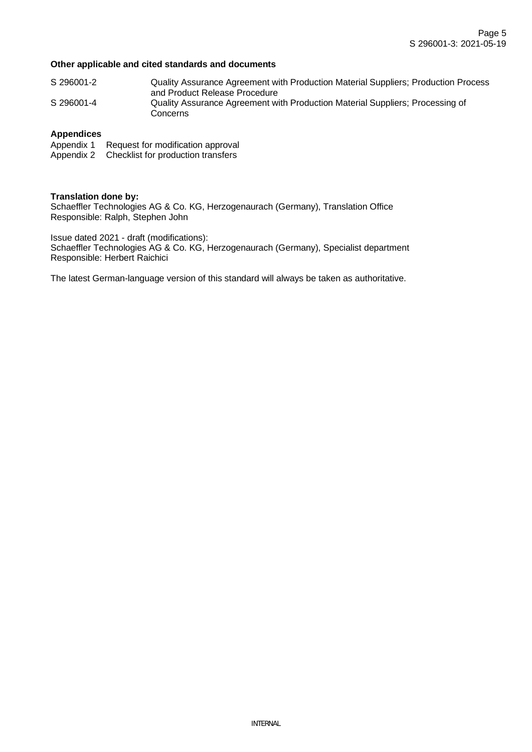**Other applicable and cited standards and documents**

| | |
|---|---|
| S 296001-2 | Quality Assurance Agreement with Production Material Suppliers; Production Process and Product Release Procedure |
| S 296001-4 | Quality Assurance Agreement with Production Material Suppliers; Processing of Concerns |

**Appendices**

Appendix 1 Request for modification approval
Appendix 2 Checklist for production transfers

**Translation done by:**
Schaeffler Technologies AG & Co. KG, Herzogenaurach (Germany), Translation Office
Responsible: Ralph, Stephen John

Issue dated 2021 - draft (modifications):
Schaeffler Technologies AG & Co. KG, Herzogenaurach (Germany), Specialist department
Responsible: Herbert Raichici

The latest German-language version of this standard will always be taken as authoritative.